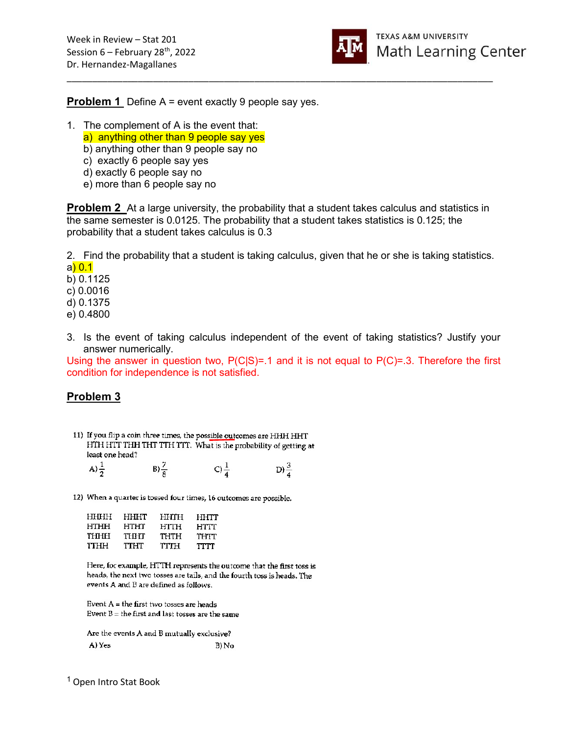Week in Review – Stat 201
Session 6 – February 28th, 2022
Dr. Hernandez-Magallanes

TEXAS A&M UNIVERSITY
Math Learning Center

---

**Problem 1** Define A = event exactly 9 people say yes.

1. The complement of A is the event that:
   a) anything other than 9 people say yes
   b) anything other than 9 people say no
   c) exactly 6 people say yes
   d) exactly 6 people say no
   e) more than 6 people say no

**Problem 2** At a large university, the probability that a student takes calculus and statistics in the same semester is 0.0125. The probability that a student takes statistics is 0.125; the probability that a student takes calculus is 0.3

2. Find the probability that a student is taking calculus, given that he or she is taking statistics.
a) 0.1
b) 0.1125
c) 0.0016
d) 0.1375
e) 0.4800

3. Is the event of taking calculus independent of the event of taking statistics? Justify your answer numerically.
Using the answer in question two, P(C|S)=.1 and it is not equal to P(C)=.3. Therefore the first condition for independence is not satisfied.

**Problem 3**

11) If you flip a coin three times, the possible outcomes are HHH HHT HTH HTT THH THT TTH TTT. What is the probability of getting at least one head?

A) $\frac{1}{2}$ B) $\frac{7}{8}$ C) $\frac{1}{4}$ D) $\frac{3}{4}$

12) When a quarter is tossed four times, 16 outcomes are possible.

| | | | |
|---|---|---|---|
| HHHH | HHHT | HHTH | HHTT |
| HTHH | HTHT | HTTH | HTTT |
| THHH | THHT | THTH | THTT |
| TTHH | TTHT | TTTH | TTTT |

Here, for example, HTTH represents the outcome that the first toss is heads, the next two tosses are tails, and the fourth toss is heads. The events A and B are defined as follows.

Event A = the first two tosses are heads
Event B = the first and last tosses are the same

Are the events A and B mutually exclusive?
A) Yes B) No

[1] Open Intro Stat Book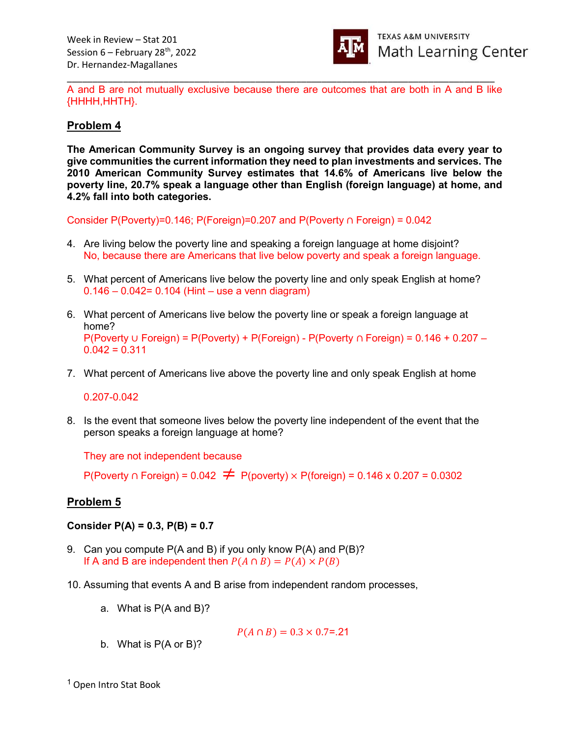A and B are not mutually exclusive because there are outcomes that are both in A and B like {HHHH,HHTH}.

## Problem 4

**The American Community Survey is an ongoing survey that provides data every year to give communities the current information they need to plan investments and services. The 2010 American Community Survey estimates that 14.6% of Americans live below the poverty line, 20.7% speak a language other than English (foreign language) at home, and 4.2% fall into both categories.**

Consider P(Poverty)=0.146; P(Foreign)=0.207 and P(Poverty ∩ Foreign) = 0.042

4. Are living below the poverty line and speaking a foreign language at home disjoint?
   No, because there are Americans that live below poverty and speak a foreign language.

5. What percent of Americans live below the poverty line and only speak English at home?
   0.146 – 0.042= 0.104 (Hint – use a venn diagram)

6. What percent of Americans live below the poverty line or speak a foreign language at home?
   P(Poverty ∪ Foreign) = P(Poverty) + P(Foreign) - P(Poverty ∩ Foreign) = 0.146 + 0.207 – 0.042 = 0.311

7. What percent of Americans live above the poverty line and only speak English at home

   0.207-0.042

8. Is the event that someone lives below the poverty line independent of the event that the person speaks a foreign language at home?

   They are not independent because

   P(Poverty ∩ Foreign) = 0.042 ≠ P(poverty) × P(foreign) = 0.146 x 0.207 = 0.0302

## Problem 5

**Consider P(A) = 0.3, P(B) = 0.7**

9. Can you compute P(A and B) if you only know P(A) and P(B)?
   If A and B are independent then $P(A \cap B) = P(A) \times P(B)$

10. Assuming that events A and B arise from independent random processes,

    a. What is P(A and B)?

    $$P(A \cap B) = 0.3 \times 0.7 = .21$$

    b. What is P(A or B)?

[1] Open Intro Stat Book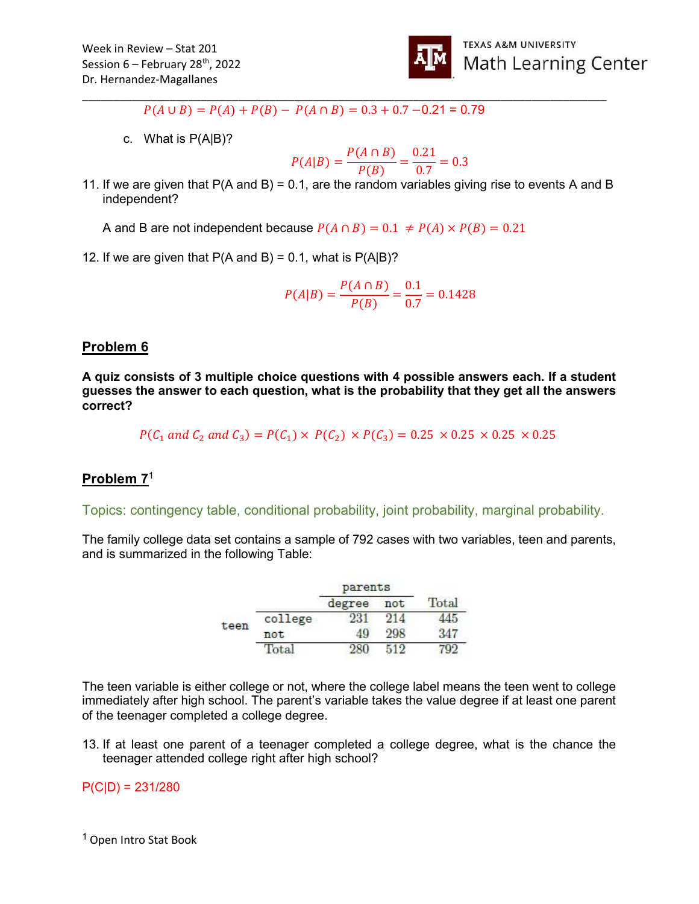$P(A \cup B) = P(A) + P(B) - P(A \cap B) = 0.3 + 0.7 - 0.21 = 0.79$

c. What is P(A|B)?

$$P(A|B) = \frac{P(A \cap B)}{P(B)} = \frac{0.21}{0.7} = 0.3$$

11. If we are given that P(A and B) = 0.1, are the random variables giving rise to events A and B independent?

    A and B are not independent because $P(A \cap B) = 0.1 \neq P(A) \times P(B) = 0.21$

12. If we are given that P(A and B) = 0.1, what is P(A|B)?

$$P(A|B) = \frac{P(A \cap B)}{P(B)} = \frac{0.1}{0.7} = 0.1428$$

## Problem 6

**A quiz consists of 3 multiple choice questions with 4 possible answers each. If a student guesses the answer to each question, what is the probability that they get all the answers correct?**

$$P(C_1 \text{ and } C_2 \text{ and } C_3) = P(C_1) \times P(C_2) \times P(C_3) = 0.25 \times 0.25 \times 0.25 \times 0.25$$

## Problem 7[1]

Topics: contingency table, conditional probability, joint probability, marginal probability.

The family college data set contains a sample of 792 cases with two variables, teen and parents, and is summarized in the following Table:

| | | parents | | |
|---|---|---|---|---|
| | | degree | not | Total |
| teen | college | 231 | 214 | 445 |
| | not | 49 | 298 | 347 |
| | Total | 280 | 512 | 792 |

The teen variable is either college or not, where the college label means the teen went to college immediately after high school. The parent's variable takes the value degree if at least one parent of the teenager completed a college degree.

13. If at least one parent of a teenager completed a college degree, what is the chance the teenager attended college right after high school?

P(C|D) = 231/280

[1] Open Intro Stat Book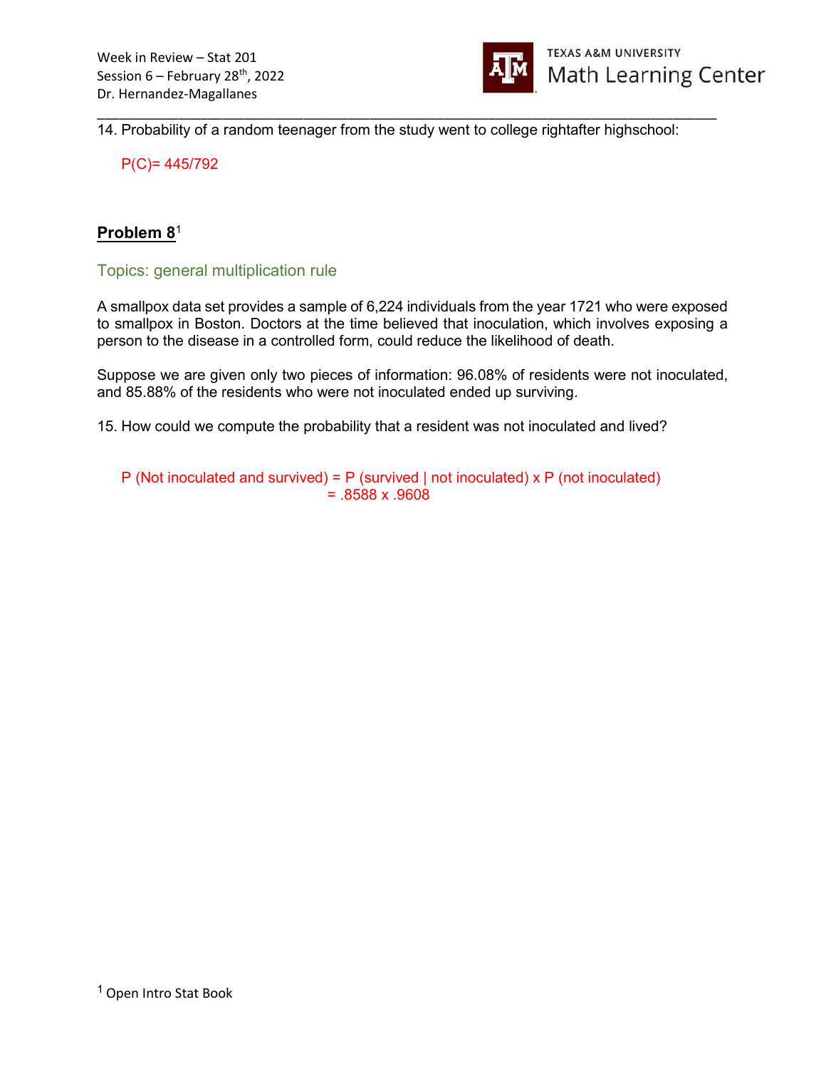14. Probability of a random teenager from the study went to college rightafter highschool:

P(C)= 445/792

## **Problem 8**[1]

Topics: general multiplication rule

A smallpox data set provides a sample of 6,224 individuals from the year 1721 who were exposed to smallpox in Boston. Doctors at the time believed that inoculation, which involves exposing a person to the disease in a controlled form, could reduce the likelihood of death.

Suppose we are given only two pieces of information: 96.08% of residents were not inoculated, and 85.88% of the residents who were not inoculated ended up surviving.

15. How could we compute the probability that a resident was not inoculated and lived?

$$P\text{ (Not inoculated and survived)} = P\text{ (survived | not inoculated)} \times P\text{ (not inoculated)}$$
$$= .8588 \times .9608$$

[1] Open Intro Stat Book